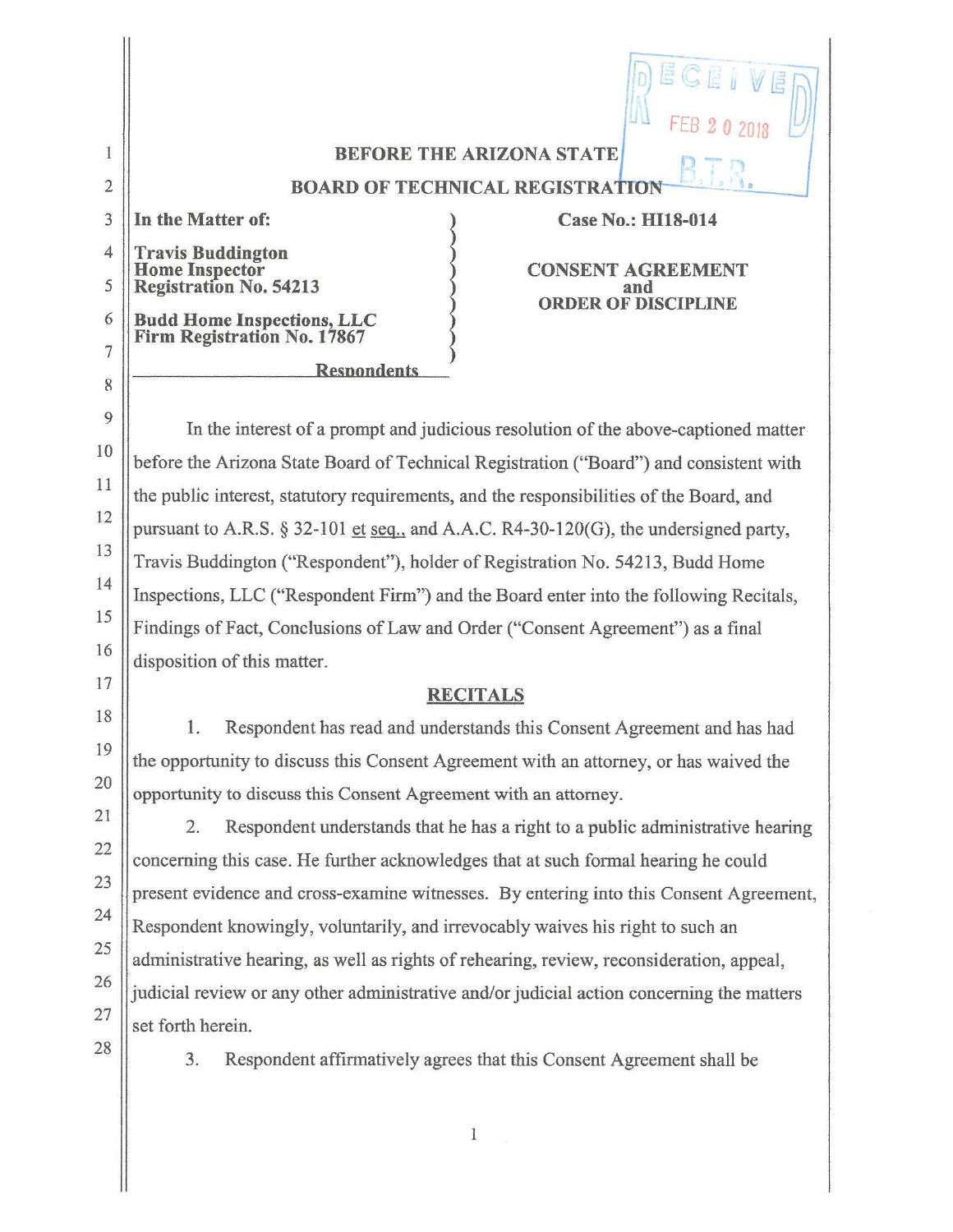RECEIVED FEB 20 2018 B.T.R.

**BEFORE THE ARIZONA STATE BOARD OF TECHNICAL REGISTRATION**

| | |
|---|---|
| **In the Matter of:** | **Case No.: HI18-014** |
| **Travis Buddington** **Home Inspector** **Registration No. 54213** | **CONSENT AGREEMENT and ORDER OF DISCIPLINE** |
| **Budd Home Inspections, LLC** **Firm Registration No. 17867** | |
| **Respondents** | |

In the interest of a prompt and judicious resolution of the above-captioned matter before the Arizona State Board of Technical Registration ("Board") and consistent with the public interest, statutory requirements, and the responsibilities of the Board, and pursuant to A.R.S. § 32-101 et seq., and A.A.C. R4-30-120(G), the undersigned party, Travis Buddington ("Respondent"), holder of Registration No. 54213, Budd Home Inspections, LLC ("Respondent Firm") and the Board enter into the following Recitals, Findings of Fact, Conclusions of Law and Order ("Consent Agreement") as a final disposition of this matter.

## RECITALS

1. Respondent has read and understands this Consent Agreement and has had the opportunity to discuss this Consent Agreement with an attorney, or has waived the opportunity to discuss this Consent Agreement with an attorney.

2. Respondent understands that he has a right to a public administrative hearing concerning this case. He further acknowledges that at such formal hearing he could present evidence and cross-examine witnesses. By entering into this Consent Agreement, Respondent knowingly, voluntarily, and irrevocably waives his right to such an administrative hearing, as well as rights of rehearing, review, reconsideration, appeal, judicial review or any other administrative and/or judicial action concerning the matters set forth herein.

3. Respondent affirmatively agrees that this Consent Agreement shall be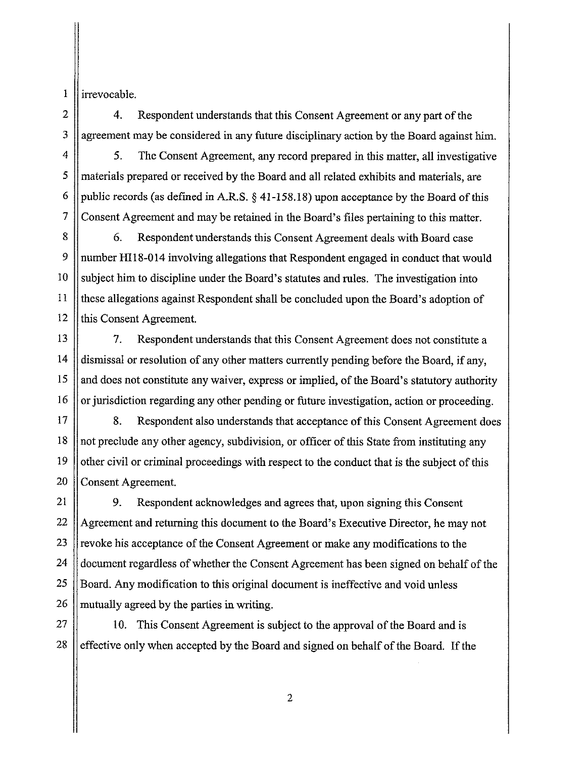irrevocable.

4. Respondent understands that this Consent Agreement or any part of the agreement may be considered in any future disciplinary action by the Board against him.

5. The Consent Agreement, any record prepared in this matter, all investigative materials prepared or received by the Board and all related exhibits and materials, are public records (as defined in A.R.S. § 41-158.18) upon acceptance by the Board of this Consent Agreement and may be retained in the Board's files pertaining to this matter.

6. Respondent understands this Consent Agreement deals with Board case number HI18-014 involving allegations that Respondent engaged in conduct that would subject him to discipline under the Board's statutes and rules. The investigation into these allegations against Respondent shall be concluded upon the Board's adoption of this Consent Agreement.

7. Respondent understands that this Consent Agreement does not constitute a dismissal or resolution of any other matters currently pending before the Board, if any, and does not constitute any waiver, express or implied, of the Board's statutory authority or jurisdiction regarding any other pending or future investigation, action or proceeding.

8. Respondent also understands that acceptance of this Consent Agreement does not preclude any other agency, subdivision, or officer of this State from instituting any other civil or criminal proceedings with respect to the conduct that is the subject of this Consent Agreement.

9. Respondent acknowledges and agrees that, upon signing this Consent Agreement and returning this document to the Board's Executive Director, he may not revoke his acceptance of the Consent Agreement or make any modifications to the document regardless of whether the Consent Agreement has been signed on behalf of the Board. Any modification to this original document is ineffective and void unless mutually agreed by the parties in writing.

10. This Consent Agreement is subject to the approval of the Board and is effective only when accepted by the Board and signed on behalf of the Board. If the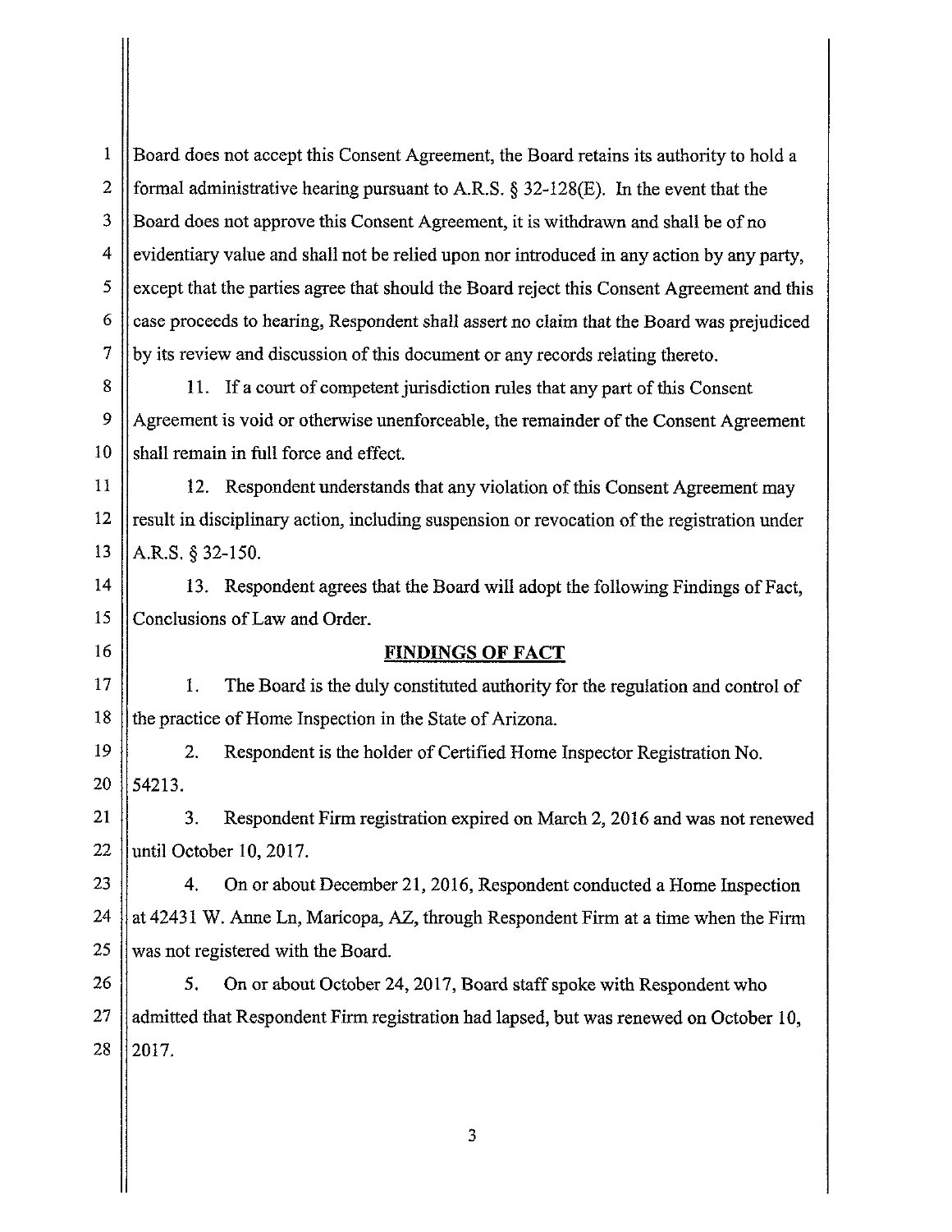Board does not accept this Consent Agreement, the Board retains its authority to hold a formal administrative hearing pursuant to A.R.S. § 32-128(E). In the event that the Board does not approve this Consent Agreement, it is withdrawn and shall be of no evidentiary value and shall not be relied upon nor introduced in any action by any party, except that the parties agree that should the Board reject this Consent Agreement and this case proceeds to hearing, Respondent shall assert no claim that the Board was prejudiced by its review and discussion of this document or any records relating thereto.

11. If a court of competent jurisdiction rules that any part of this Consent Agreement is void or otherwise unenforceable, the remainder of the Consent Agreement shall remain in full force and effect.

12. Respondent understands that any violation of this Consent Agreement may result in disciplinary action, including suspension or revocation of the registration under A.R.S. § 32-150.

13. Respondent agrees that the Board will adopt the following Findings of Fact, Conclusions of Law and Order.

## FINDINGS OF FACT

1. The Board is the duly constituted authority for the regulation and control of the practice of Home Inspection in the State of Arizona.

2. Respondent is the holder of Certified Home Inspector Registration No. 54213.

3. Respondent Firm registration expired on March 2, 2016 and was not renewed until October 10, 2017.

4. On or about December 21, 2016, Respondent conducted a Home Inspection at 42431 W. Anne Ln, Maricopa, AZ, through Respondent Firm at a time when the Firm was not registered with the Board.

5. On or about October 24, 2017, Board staff spoke with Respondent who admitted that Respondent Firm registration had lapsed, but was renewed on October 10, 2017.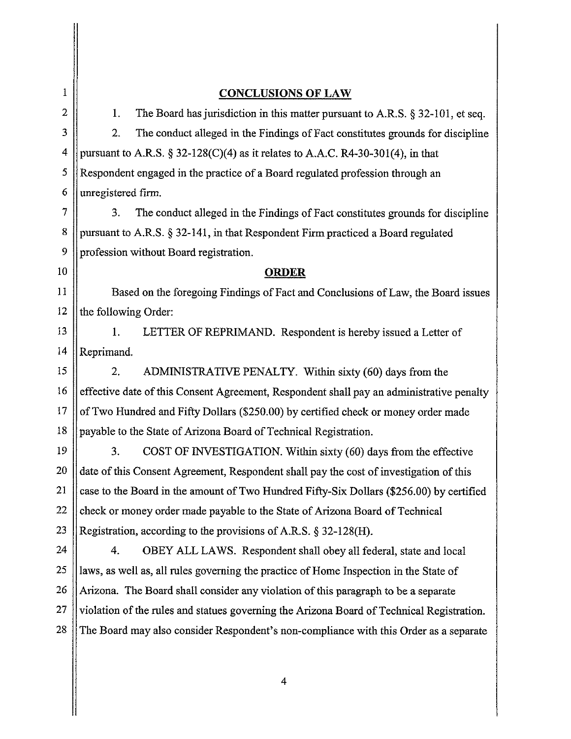## CONCLUSIONS OF LAW

1. The Board has jurisdiction in this matter pursuant to A.R.S. § 32-101, et seq.

2. The conduct alleged in the Findings of Fact constitutes grounds for discipline pursuant to A.R.S. § 32-128(C)(4) as it relates to A.A.C. R4-30-301(4), in that Respondent engaged in the practice of a Board regulated profession through an unregistered firm.

3. The conduct alleged in the Findings of Fact constitutes grounds for discipline pursuant to A.R.S. § 32-141, in that Respondent Firm practiced a Board regulated profession without Board registration.

## ORDER

Based on the foregoing Findings of Fact and Conclusions of Law, the Board issues the following Order:

1. LETTER OF REPRIMAND. Respondent is hereby issued a Letter of Reprimand.

2. ADMINISTRATIVE PENALTY. Within sixty (60) days from the effective date of this Consent Agreement, Respondent shall pay an administrative penalty of Two Hundred and Fifty Dollars ($250.00) by certified check or money order made payable to the State of Arizona Board of Technical Registration.

3. COST OF INVESTIGATION. Within sixty (60) days from the effective date of this Consent Agreement, Respondent shall pay the cost of investigation of this case to the Board in the amount of Two Hundred Fifty-Six Dollars ($256.00) by certified check or money order made payable to the State of Arizona Board of Technical Registration, according to the provisions of A.R.S. § 32-128(H).

4. OBEY ALL LAWS. Respondent shall obey all federal, state and local laws, as well as, all rules governing the practice of Home Inspection in the State of Arizona. The Board shall consider any violation of this paragraph to be a separate violation of the rules and statues governing the Arizona Board of Technical Registration. The Board may also consider Respondent's non-compliance with this Order as a separate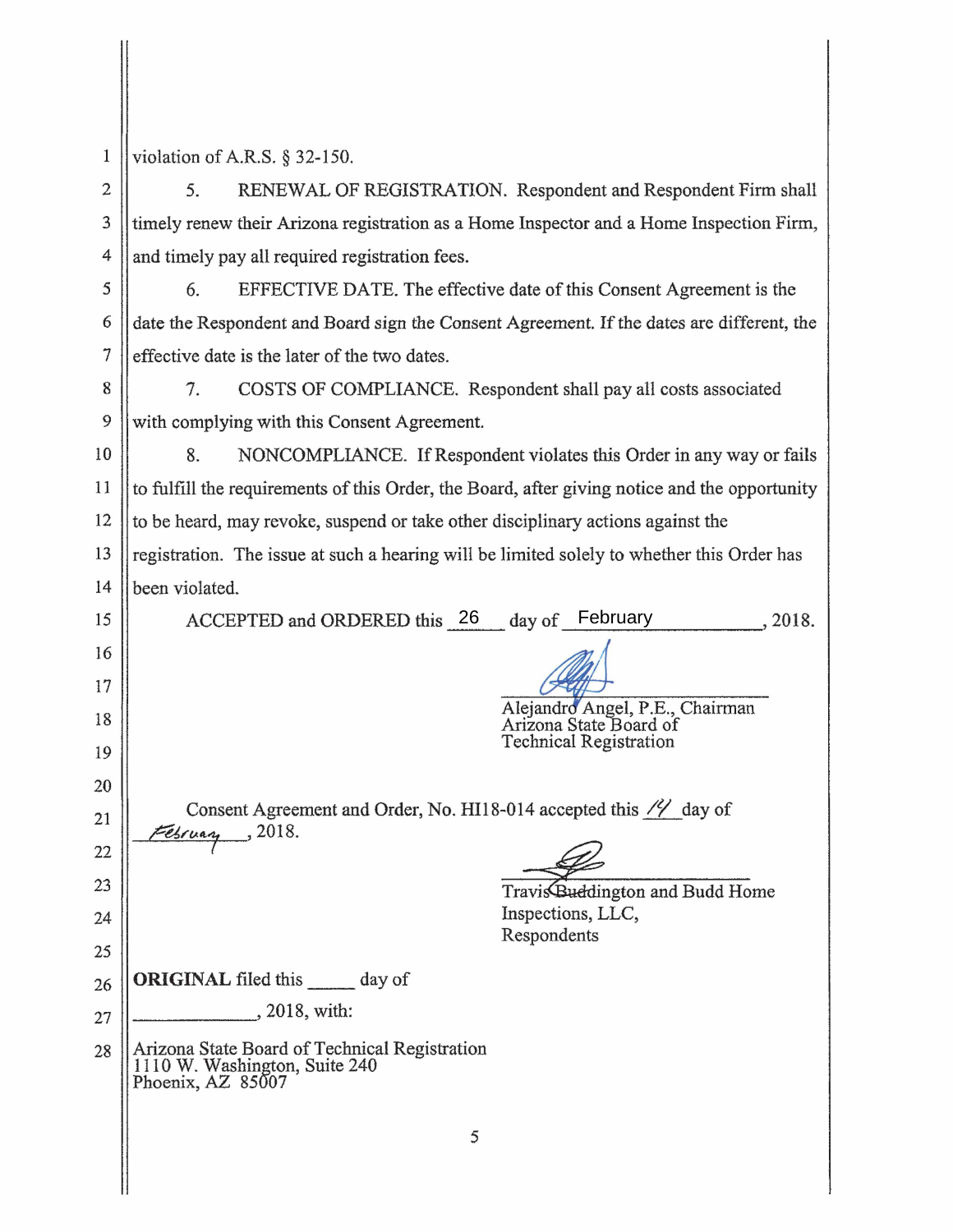violation of A.R.S. § 32-150.

5. RENEWAL OF REGISTRATION. Respondent and Respondent Firm shall timely renew their Arizona registration as a Home Inspector and a Home Inspection Firm, and timely pay all required registration fees.

6. EFFECTIVE DATE. The effective date of this Consent Agreement is the date the Respondent and Board sign the Consent Agreement. If the dates are different, the effective date is the later of the two dates.

7. COSTS OF COMPLIANCE. Respondent shall pay all costs associated with complying with this Consent Agreement.

8. NONCOMPLIANCE. If Respondent violates this Order in any way or fails to fulfill the requirements of this Order, the Board, after giving notice and the opportunity to be heard, may revoke, suspend or take other disciplinary actions against the registration. The issue at such a hearing will be limited solely to whether this Order has been violated.

ACCEPTED and ORDERED this 26 day of February, 2018.

Alejandro Angel, P.E., Chairman
Arizona State Board of
Technical Registration

Consent Agreement and Order, No. HI18-014 accepted this 14 day of February, 2018.

Travis Buddington and Budd Home Inspections, LLC,
Respondents

**ORIGINAL** filed this _____ day of _____________, 2018, with:

Arizona State Board of Technical Registration
1110 W. Washington, Suite 240
Phoenix, AZ 85007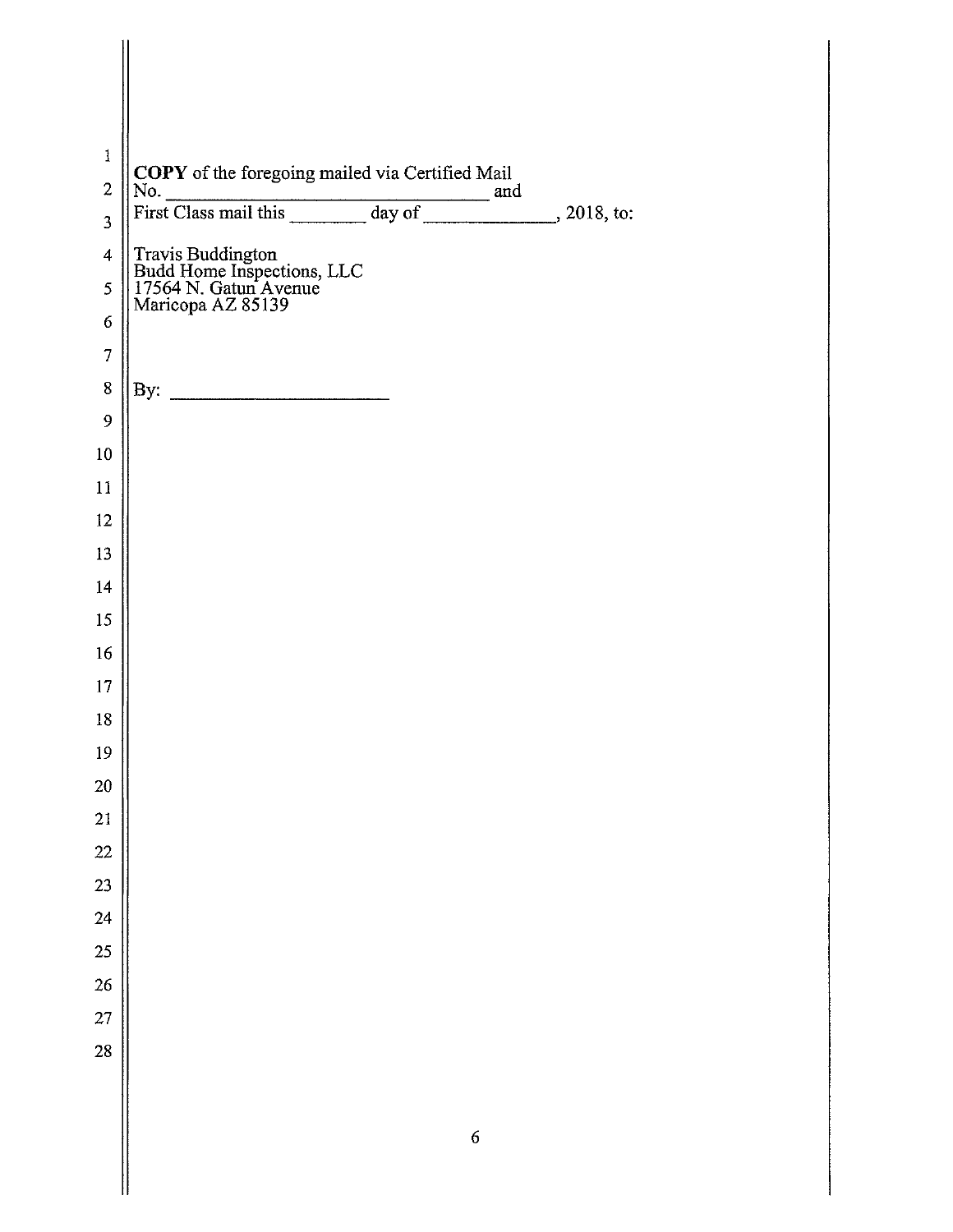**COPY** of the foregoing mailed via Certified Mail
No. ______________________________ and
First Class mail this ________ day of ______________, 2018, to:

Travis Buddington
Budd Home Inspections, LLC
17564 N. Gatun Avenue
Maricopa AZ 85139

By: ______________________